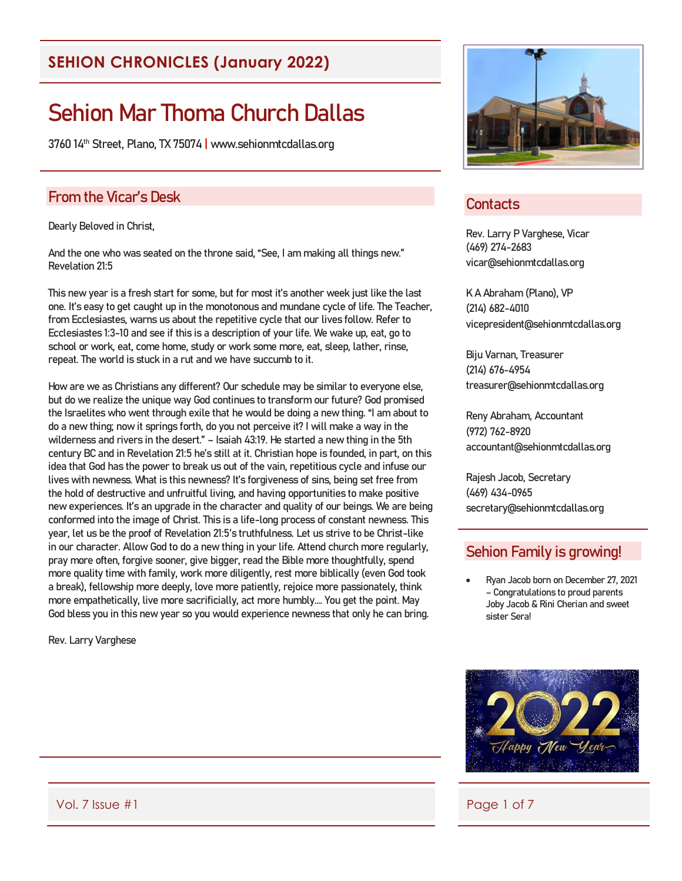## SEHION CHRONICLES (January 2022)

# Sehion Mar Thoma Church Dallas

3760 14th Street, Plano, TX 75074 | www.sehionmtcdallas.org

## From the Vicar's Desk

Dearly Beloved in Christ,

And the one who was seated on the throne said, "See, I am making all things new." Revelation 21:5

This new year is a fresh start for some, but for most it's another week just like the last one. It's easy to get caught up in the monotonous and mundane cycle of life. The Teacher, from Ecclesiastes, warns us about the repetitive cycle that our lives follow. Refer to Ecclesiastes 1:3-10 and see if this is a description of your life. We wake up, eat, go to school or work, eat, come home, study or work some more, eat, sleep, lather, rinse, repeat. The world is stuck in a rut and we have succumb to it.

How are we as Christians any different? Our schedule may be similar to everyone else, but do we realize the unique way God continues to transform our future? God promised the Israelites who went through exile that he would be doing a new thing. "I am about to do a new thing; now it springs forth, do you not perceive it? I will make a way in the wilderness and rivers in the desert." – Isaiah 43:19. He started a new thing in the 5th century BC and in Revelation 21:5 he's still at it. Christian hope is founded, in part, on this idea that God has the power to break us out of the vain, repetitious cycle and infuse our lives with newness. What is this newness? It's forgiveness of sins, being set free from the hold of destructive and unfruitful living, and having opportunities to make positive new experiences. It's an upgrade in the character and quality of our beings. We are being conformed into the image of Christ. This is a life-long process of constant newness. This year, let us be the proof of Revelation 21:5's truthfulness. Let us strive to be Christ-like in our character. Allow God to do a new thing in your life. Attend church more regularly, pray more often, forgive sooner, give bigger, read the Bible more thoughtfully, spend more quality time with family, work more diligently, rest more biblically (even God took a break), fellowship more deeply, love more patiently, rejoice more passionately, think more empathetically, live more sacrificially, act more humbly…. You get the point. May God bless you in this new year so you would experience newness that only he can bring.

Rev. Larry Varghese

## Contacts

Rev. Larry P Varghese, Vicar
(469) 274-2683
vicar@sehionmtcdallas.org

K A Abraham (Plano), VP
(214) 682-4010
vicepresident@sehionmtcdallas.org

Biju Varnan, Treasurer
(214) 676-4954
treasurer@sehionmtcdallas.org

Reny Abraham, Accountant
(972) 762-8920
accountant@sehionmtcdallas.org

Rajesh Jacob, Secretary
(469) 434-0965
secretary@sehionmtcdallas.org

## Sehion Family is growing!

- Ryan Jacob born on December 27, 2021 – Congratulations to proud parents Joby Jacob & Rini Cherian and sweet sister Sera!

Vol. 7 Issue #1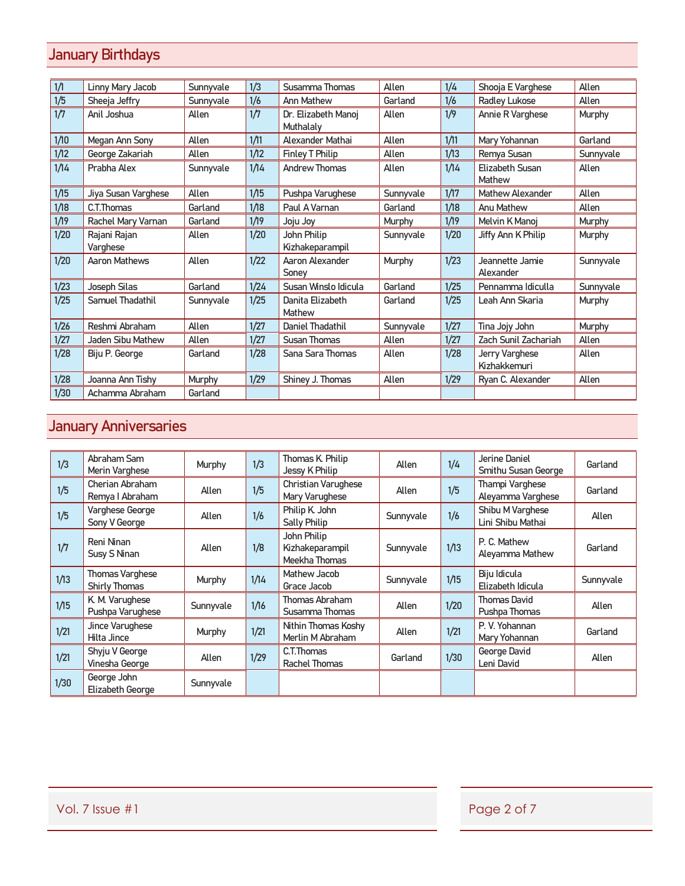## January Birthdays

| Date | Name | Location | Date | Name | Location | Date | Name | Location |
|---|---|---|---|---|---|---|---|---|
| 1/1 | Linny Mary Jacob | Sunnyvale | 1/3 | Susamma Thomas | Allen | 1/4 | Shooja E Varghese | Allen |
| 1/5 | Sheeja Jeffry | Sunnyvale | 1/6 | Ann Mathew | Garland | 1/6 | Radley Lukose | Allen |
| 1/7 | Anil Joshua | Allen | 1/7 | Dr. Elizabeth Manoj Muthalaly | Allen | 1/9 | Annie R Varghese | Murphy |
| 1/10 | Megan Ann Sony | Allen | 1/11 | Alexander Mathai | Allen | 1/11 | Mary Yohannan | Garland |
| 1/12 | George Zakariah | Allen | 1/12 | Finley T Philip | Allen | 1/13 | Remya Susan | Sunnyvale |
| 1/14 | Prabha Alex | Sunnyvale | 1/14 | Andrew Thomas | Allen | 1/14 | Elizabeth Susan Mathew | Allen |
| 1/15 | Jiya Susan Varghese | Allen | 1/15 | Pushpa Varughese | Sunnyvale | 1/17 | Mathew Alexander | Allen |
| 1/18 | C.T.Thomas | Garland | 1/18 | Paul A Varnan | Garland | 1/18 | Anu Mathew | Allen |
| 1/19 | Rachel Mary Varnan | Garland | 1/19 | Joju Joy | Murphy | 1/19 | Melvin K Manoj | Murphy |
| 1/20 | Rajani Rajan Varghese | Allen | 1/20 | John Philip Kizhakeparampil | Sunnyvale | 1/20 | Jiffy Ann K Philip | Murphy |
| 1/20 | Aaron Mathews | Allen | 1/22 | Aaron Alexander Soney | Murphy | 1/23 | Jeannette Jamie Alexander | Sunnyvale |
| 1/23 | Joseph Silas | Garland | 1/24 | Susan Winslo Idicula | Garland | 1/25 | Pennamma Idiculla | Sunnyvale |
| 1/25 | Samuel Thadathil | Sunnyvale | 1/25 | Danita Elizabeth Mathew | Garland | 1/25 | Leah Ann Skaria | Murphy |
| 1/26 | Reshmi Abraham | Allen | 1/27 | Daniel Thadathil | Sunnyvale | 1/27 | Tina Jojy John | Murphy |
| 1/27 | Jaden Sibu Mathew | Allen | 1/27 | Susan Thomas | Allen | 1/27 | Zach Sunil Zachariah | Allen |
| 1/28 | Biju P. George | Garland | 1/28 | Sana Sara Thomas | Allen | 1/28 | Jerry Varghese Kizhakkemuri | Allen |
| 1/28 | Joanna Ann Tishy | Murphy | 1/29 | Shiney J. Thomas | Allen | 1/29 | Ryan C. Alexander | Allen |
| 1/30 | Achamma Abraham | Garland | | | | | | |

## January Anniversaries

| Date | Names | Location | Date | Names | Location | Date | Names | Location |
|---|---|---|---|---|---|---|---|---|
| 1/3 | Abraham Sam<br>Merin Varghese | Murphy | 1/3 | Thomas K. Philip<br>Jessy K Philip | Allen | 1/4 | Jerine Daniel<br>Smithu Susan George | Garland |
| 1/5 | Cherian Abraham<br>Remya I Abraham | Allen | 1/5 | Christian Varughese<br>Mary Varughese | Allen | 1/5 | Thampi Varghese<br>Aleyamma Varghese | Garland |
| 1/5 | Varghese George<br>Sony V George | Allen | 1/6 | Philip K. John<br>Sally Philip | Sunnyvale | 1/6 | Shibu M Varghese<br>Lini Shibu Mathai | Allen |
| 1/7 | Reni Ninan<br>Susy S Ninan | Allen | 1/8 | John Philip Kizhakeparampil<br>Meekha Thomas | Sunnyvale | 1/13 | P. C. Mathew<br>Aleyamma Mathew | Garland |
| 1/13 | Thomas Varghese<br>Shirly Thomas | Murphy | 1/14 | Mathew Jacob<br>Grace Jacob | Sunnyvale | 1/15 | Biju Idicula<br>Elizabeth Idicula | Sunnyvale |
| 1/15 | K. M. Varughese<br>Pushpa Varughese | Sunnyvale | 1/16 | Thomas Abraham<br>Susamma Thomas | Allen | 1/20 | Thomas David<br>Pushpa Thomas | Allen |
| 1/21 | Jince Varughese<br>Hilta Jince | Murphy | 1/21 | Nithin Thomas Koshy<br>Merlin M Abraham | Allen | 1/21 | P. V. Yohannan<br>Mary Yohannan | Garland |
| 1/21 | Shyju V George<br>Vinesha George | Allen | 1/29 | C.T.Thomas<br>Rachel Thomas | Garland | 1/30 | George David<br>Leni David | Allen |
| 1/30 | George John<br>Elizabeth George | Sunnyvale | | | | | | |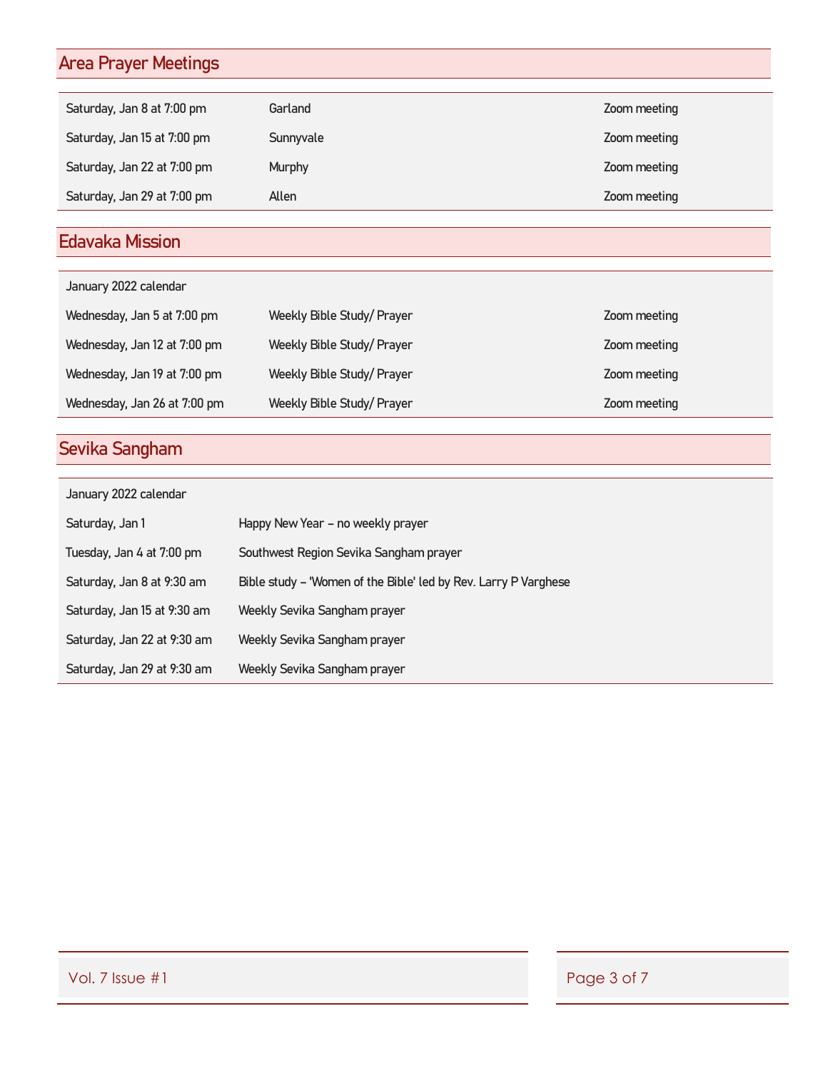## Area Prayer Meetings

| | | |
|---|---|---|
| Saturday, Jan 8 at 7:00 pm | Garland | Zoom meeting |
| Saturday, Jan 15 at 7:00 pm | Sunnyvale | Zoom meeting |
| Saturday, Jan 22 at 7:00 pm | Murphy | Zoom meeting |
| Saturday, Jan 29 at 7:00 pm | Allen | Zoom meeting |

## Edavaka Mission

| January 2022 calendar | | |
|---|---|---|
| Wednesday, Jan 5 at 7:00 pm | Weekly Bible Study/ Prayer | Zoom meeting |
| Wednesday, Jan 12 at 7:00 pm | Weekly Bible Study/ Prayer | Zoom meeting |
| Wednesday, Jan 19 at 7:00 pm | Weekly Bible Study/ Prayer | Zoom meeting |
| Wednesday, Jan 26 at 7:00 pm | Weekly Bible Study/ Prayer | Zoom meeting |

## Sevika Sangham

| January 2022 calendar | |
|---|---|
| Saturday, Jan 1 | Happy New Year – no weekly prayer |
| Tuesday, Jan 4 at 7:00 pm | Southwest Region Sevika Sangham prayer |
| Saturday, Jan 8 at 9:30 am | Bible study – 'Women of the Bible' led by Rev. Larry P Varghese |
| Saturday, Jan 15 at 9:30 am | Weekly Sevika Sangham prayer |
| Saturday, Jan 22 at 9:30 am | Weekly Sevika Sangham prayer |
| Saturday, Jan 29 at 9:30 am | Weekly Sevika Sangham prayer |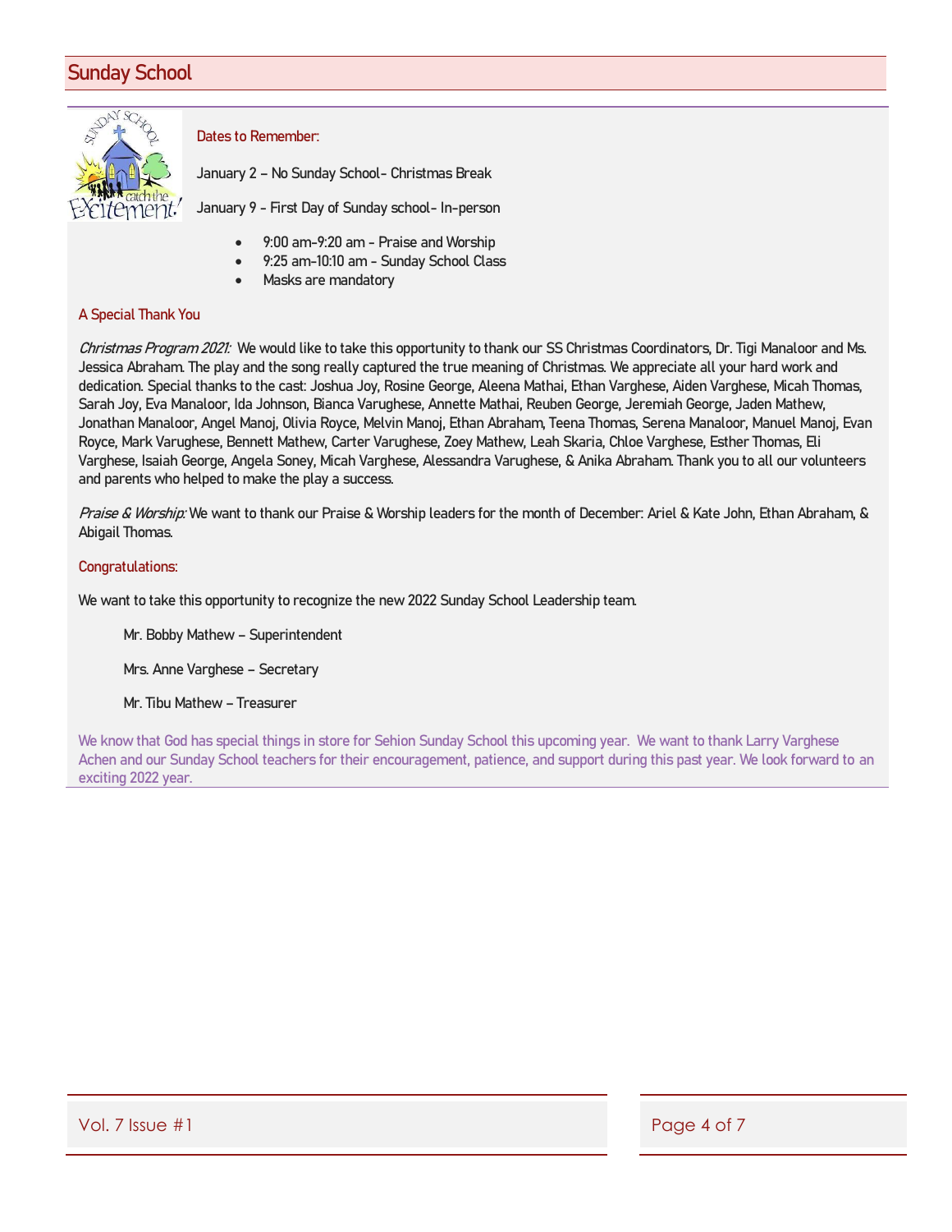## Sunday School

### Dates to Remember:

January 2 – No Sunday School- Christmas Break

January 9 - First Day of Sunday school- In-person

- 9:00 am-9:20 am - Praise and Worship
- 9:25 am-10:10 am - Sunday School Class
- Masks are mandatory

### A Special Thank You

*Christmas Program 2021:* We would like to take this opportunity to thank our SS Christmas Coordinators, Dr. Tigi Manaloor and Ms. Jessica Abraham. The play and the song really captured the true meaning of Christmas. We appreciate all your hard work and dedication. Special thanks to the cast: Joshua Joy, Rosine George, Aleena Mathai, Ethan Varghese, Aiden Varghese, Micah Thomas, Sarah Joy, Eva Manaloor, Ida Johnson, Bianca Varughese, Annette Mathai, Reuben George, Jeremiah George, Jaden Mathew, Jonathan Manaloor, Angel Manoj, Olivia Royce, Melvin Manoj, Ethan Abraham, Teena Thomas, Serena Manaloor, Manuel Manoj, Evan Royce, Mark Varughese, Bennett Mathew, Carter Varughese, Zoey Mathew, Leah Skaria, Chloe Varghese, Esther Thomas, Eli Varghese, Isaiah George, Angela Soney, Micah Varghese, Alessandra Varughese, & Anika Abraham. Thank you to all our volunteers and parents who helped to make the play a success.

*Praise & Worship:* We want to thank our Praise & Worship leaders for the month of December: Ariel & Kate John, Ethan Abraham, & Abigail Thomas.

### Congratulations:

We want to take this opportunity to recognize the new 2022 Sunday School Leadership team.

Mr. Bobby Mathew – Superintendent

Mrs. Anne Varghese – Secretary

Mr. Tibu Mathew – Treasurer

We know that God has special things in store for Sehion Sunday School this upcoming year. We want to thank Larry Varghese Achen and our Sunday School teachers for their encouragement, patience, and support during this past year. We look forward to an exciting 2022 year.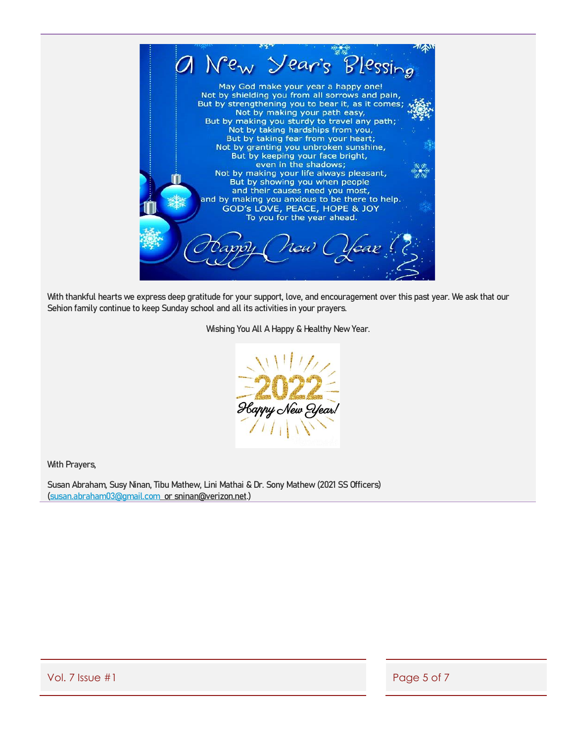# A New Year's Blessing

May God make your year a happy one!
Not by shielding you from all sorrows and pain,
But by strengthening you to bear it, as it comes;
Not by making your path easy,
But by making you sturdy to travel any path;
Not by taking hardships from you,
But by taking fear from your heart;
Not by granting you unbroken sunshine,
But by keeping your face bright,
even in the shadows;
Not by making your life always pleasant,
But by showing you when people
and their causes need you most,
and by making you anxious to be there to help.
GOD's LOVE, PEACE, HOPE & JOY
To you for the year ahead.

*Happy New Year!*

With thankful hearts we express deep gratitude for your support, love, and encouragement over this past year. We ask that our Sehion family continue to keep Sunday school and all its activities in your prayers.

Wishing You All A Happy & Healthy New Year.

**2022**
*Happy New Year!*

With Prayers,

Susan Abraham, Susy Ninan, Tibu Mathew, Lini Mathai & Dr. Sony Mathew (2021 SS Officers)
(susan.abraham03@gmail.com or sninan@verizon.net.)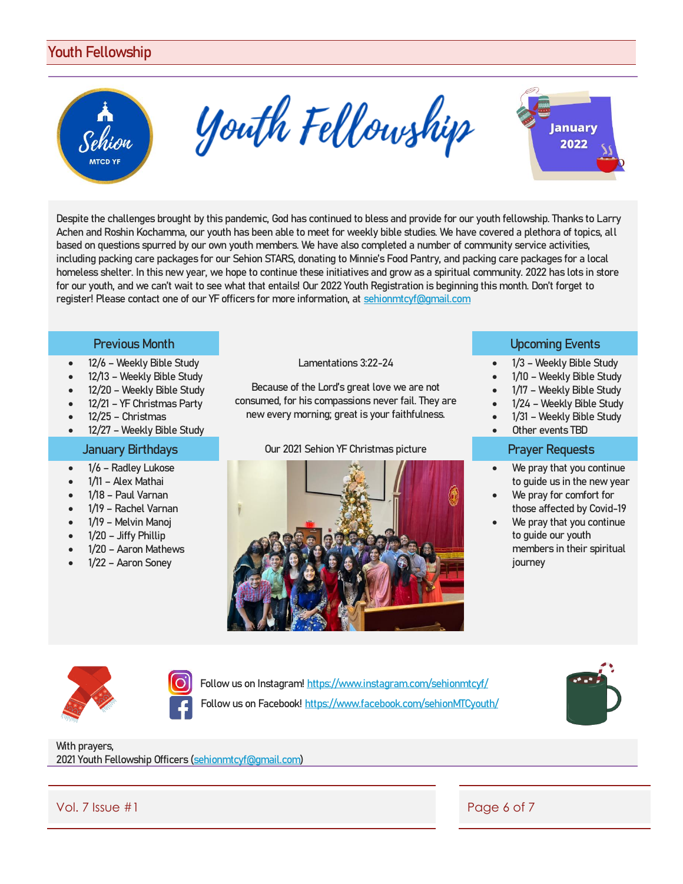# Youth Fellowship

## Youth Fellowship

January 2022

Despite the challenges brought by this pandemic, God has continued to bless and provide for our youth fellowship. Thanks to Larry Achen and Roshin Kochamma, our youth has been able to meet for weekly bible studies. We have covered a plethora of topics, all based on questions spurred by our own youth members. We have also completed a number of community service activities, including packing care packages for our Sehion STARS, donating to Minnie's Food Pantry, and packing care packages for a local homeless shelter. In this new year, we hope to continue these initiatives and grow as a spiritual community. 2022 has lots in store for our youth, and we can't wait to see what that entails! Our 2022 Youth Registration is beginning this month. Don't forget to register! Please contact one of our YF officers for more information, at sehionmtcyf@gmail.com

### Previous Month

- 12/6 – Weekly Bible Study
- 12/13 – Weekly Bible Study
- 12/20 – Weekly Bible Study
- 12/21 – YF Christmas Party
- 12/25 – Christmas
- 12/27 – Weekly Bible Study

### January Birthdays

- 1/6 – Radley Lukose
- 1/11 – Alex Mathai
- 1/18 – Paul Varnan
- 1/19 – Rachel Varnan
- 1/19 – Melvin Manoj
- 1/20 – Jiffy Phillip
- 1/20 – Aaron Mathews
- 1/22 – Aaron Soney

Lamentations 3:22-24

Because of the Lord's great love we are not consumed, for his compassions never fail. They are new every morning; great is your faithfulness.

Our 2021 Sehion YF Christmas picture

### Upcoming Events

- 1/3 – Weekly Bible Study
- 1/10 – Weekly Bible Study
- 1/17 – Weekly Bible Study
- 1/24 – Weekly Bible Study
- 1/31 – Weekly Bible Study
- Other events TBD

### Prayer Requests

- We pray that you continue to guide us in the new year
- We pray for comfort for those affected by Covid-19
- We pray that you continue to guide our youth members in their spiritual journey

Follow us on Instagram! https://www.instagram.com/sehionmtcyf/

Follow us on Facebook! https://www.facebook.com/sehionMTCyouth/

With prayers,
2021 Youth Fellowship Officers (sehionmtcyf@gmail.com)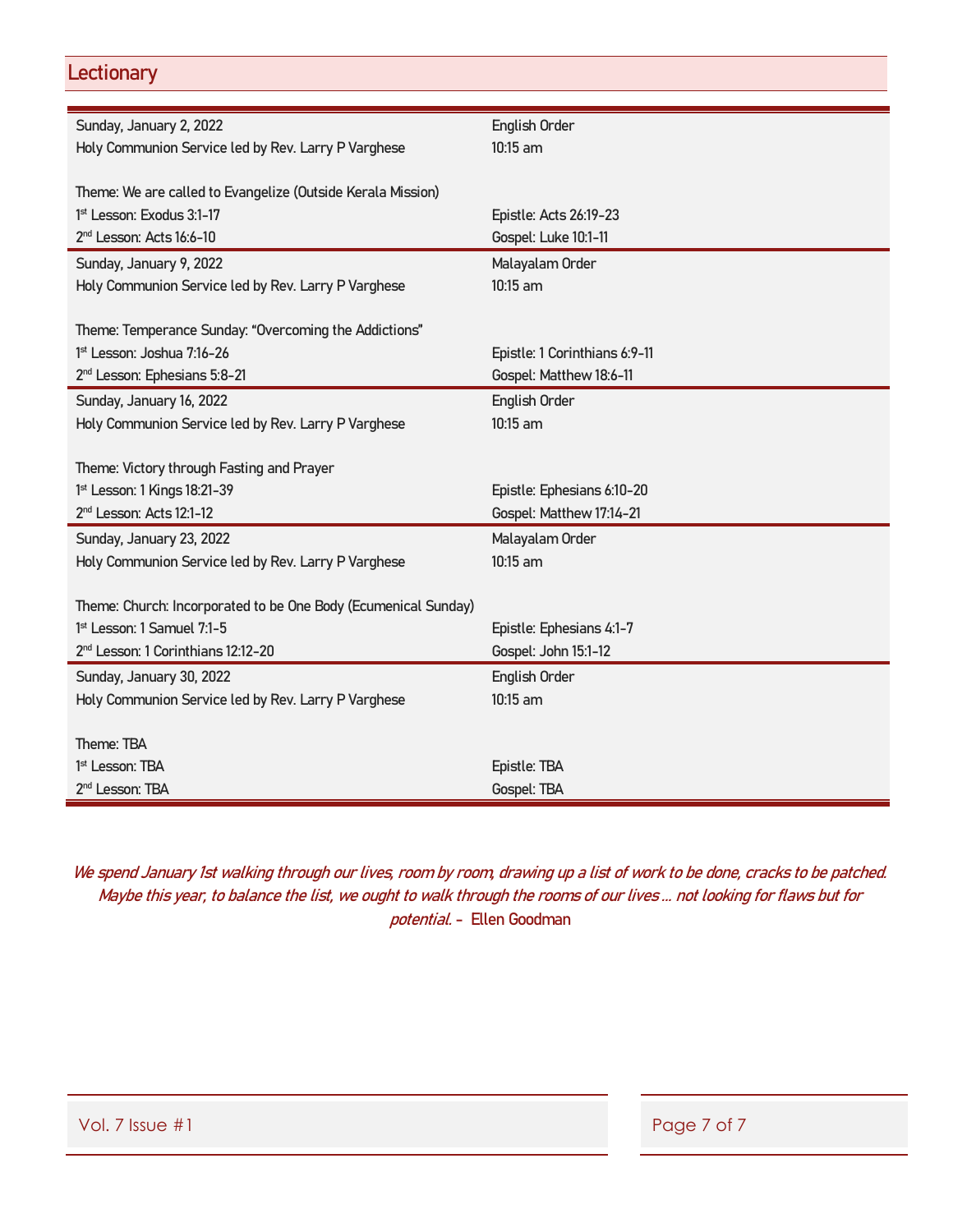## Lectionary

| | |
|---|---|
| Sunday, January 2, 2022 | English Order |
| Holy Communion Service led by Rev. Larry P Varghese | 10:15 am |
| Theme: We are called to Evangelize (Outside Kerala Mission) | |
| 1st Lesson: Exodus 3:1-17 | Epistle: Acts 26:19-23 |
| 2nd Lesson: Acts 16:6-10 | Gospel: Luke 10:1-11 |
| Sunday, January 9, 2022 | Malayalam Order |
| Holy Communion Service led by Rev. Larry P Varghese | 10:15 am |
| Theme: Temperance Sunday: "Overcoming the Addictions" | |
| 1st Lesson: Joshua 7:16-26 | Epistle: 1 Corinthians 6:9-11 |
| 2nd Lesson: Ephesians 5:8-21 | Gospel: Matthew 18:6-11 |
| Sunday, January 16, 2022 | English Order |
| Holy Communion Service led by Rev. Larry P Varghese | 10:15 am |
| Theme: Victory through Fasting and Prayer | |
| 1st Lesson: 1 Kings 18:21-39 | Epistle: Ephesians 6:10-20 |
| 2nd Lesson: Acts 12:1-12 | Gospel: Matthew 17:14-21 |
| Sunday, January 23, 2022 | Malayalam Order |
| Holy Communion Service led by Rev. Larry P Varghese | 10:15 am |
| Theme: Church: Incorporated to be One Body (Ecumenical Sunday) | |
| 1st Lesson: 1 Samuel 7:1-5 | Epistle: Ephesians 4:1-7 |
| 2nd Lesson: 1 Corinthians 12:12-20 | Gospel: John 15:1-12 |
| Sunday, January 30, 2022 | English Order |
| Holy Communion Service led by Rev. Larry P Varghese | 10:15 am |
| Theme: TBA | |
| 1st Lesson: TBA | Epistle: TBA |
| 2nd Lesson: TBA | Gospel: TBA |

*We spend January 1st walking through our lives, room by room, drawing up a list of work to be done, cracks to be patched. Maybe this year, to balance the list, we ought to walk through the rooms of our lives ... not looking for flaws but for potential.* - Ellen Goodman